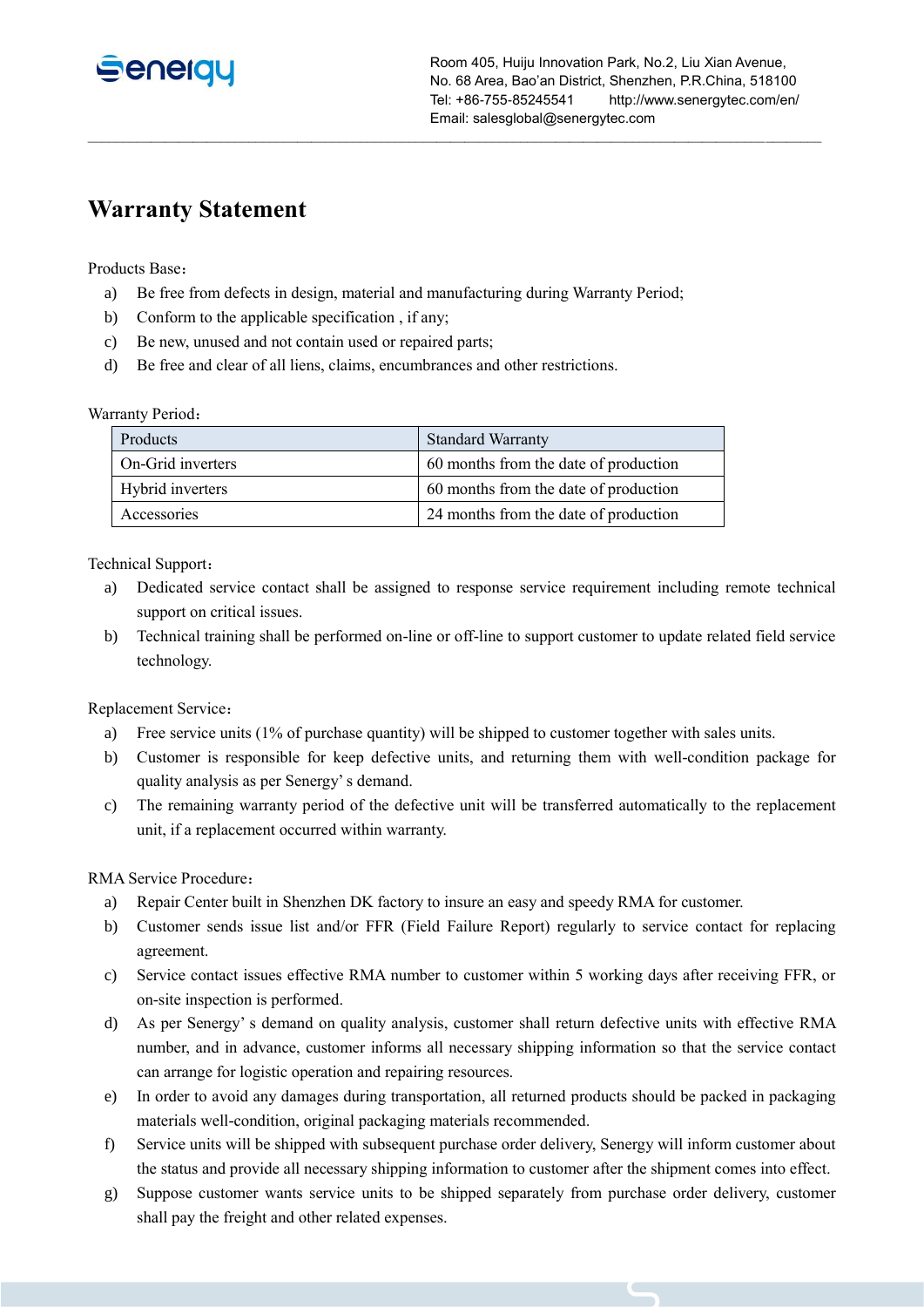Room 405, Huiju Innovation Park, No.2, Liu Xian Avenue,
No. 68 Area, Bao'an District, Shenzhen, P.R.China, 518100
Tel: +86-755-85245541 http://www.senergytec.com/en/
Email: salesglobal@senergytec.com

# Warranty Statement

Products Base：

a) Be free from defects in design, material and manufacturing during Warranty Period;
b) Conform to the applicable specification , if any;
c) Be new, unused and not contain used or repaired parts;
d) Be free and clear of all liens, claims, encumbrances and other restrictions.

Warranty Period：

| Products | Standard Warranty |
|---|---|
| On-Grid inverters | 60 months from the date of production |
| Hybrid inverters | 60 months from the date of production |
| Accessories | 24 months from the date of production |

Technical Support：

a) Dedicated service contact shall be assigned to response service requirement including remote technical support on critical issues.
b) Technical training shall be performed on-line or off-line to support customer to update related field service technology.

Replacement Service：

a) Free service units (1% of purchase quantity) will be shipped to customer together with sales units.
b) Customer is responsible for keep defective units, and returning them with well-condition package for quality analysis as per Senergy' s demand.
c) The remaining warranty period of the defective unit will be transferred automatically to the replacement unit, if a replacement occurred within warranty.

RMA Service Procedure：

a) Repair Center built in Shenzhen DK factory to insure an easy and speedy RMA for customer.
b) Customer sends issue list and/or FFR (Field Failure Report) regularly to service contact for replacing agreement.
c) Service contact issues effective RMA number to customer within 5 working days after receiving FFR, or on-site inspection is performed.
d) As per Senergy' s demand on quality analysis, customer shall return defective units with effective RMA number, and in advance, customer informs all necessary shipping information so that the service contact can arrange for logistic operation and repairing resources.
e) In order to avoid any damages during transportation, all returned products should be packed in packaging materials well-condition, original packaging materials recommended.
f) Service units will be shipped with subsequent purchase order delivery, Senergy will inform customer about the status and provide all necessary shipping information to customer after the shipment comes into effect.
g) Suppose customer wants service units to be shipped separately from purchase order delivery, customer shall pay the freight and other related expenses.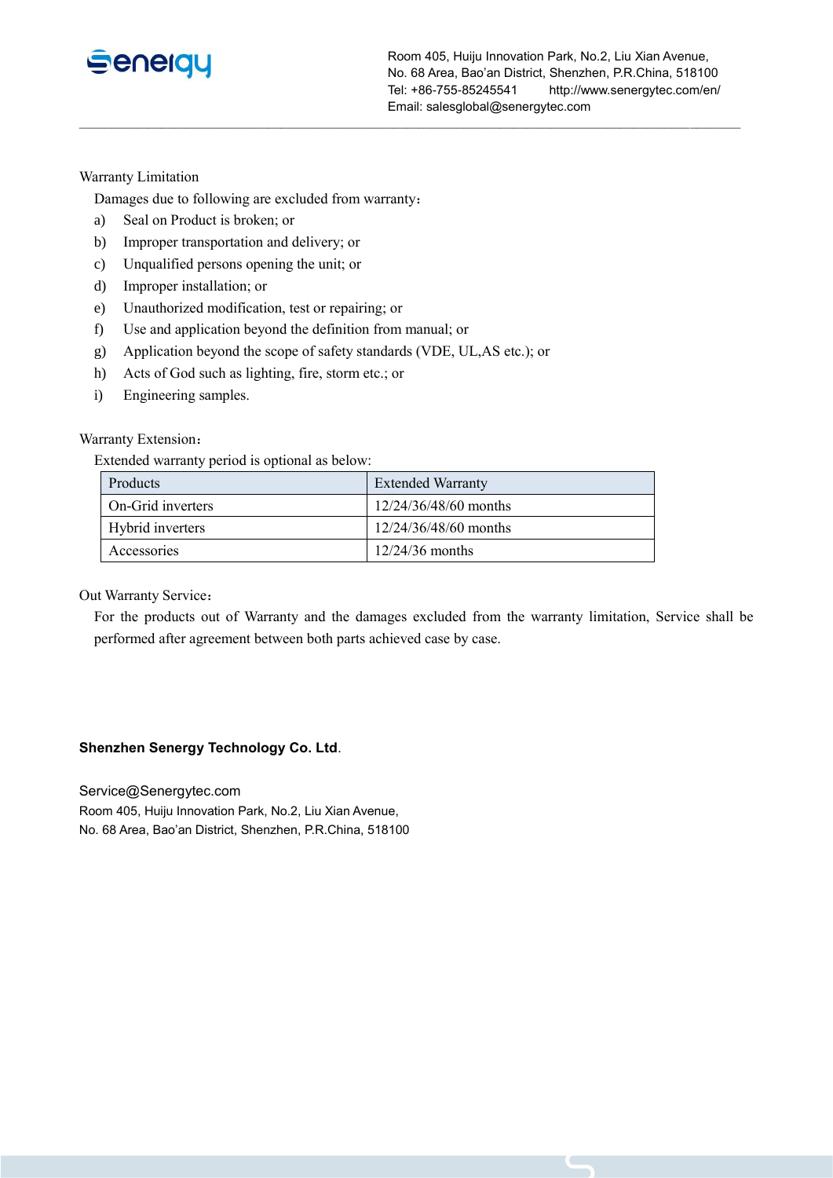Warranty Limitation

Damages due to following are excluded from warranty：

a) Seal on Product is broken; or
b) Improper transportation and delivery; or
c) Unqualified persons opening the unit; or
d) Improper installation; or
e) Unauthorized modification, test or repairing; or
f) Use and application beyond the definition from manual; or
g) Application beyond the scope of safety standards (VDE, UL,AS etc.); or
h) Acts of God such as lighting, fire, storm etc.; or
i) Engineering samples.

Warranty Extension：

Extended warranty period is optional as below:

| Products | Extended Warranty |
| --- | --- |
| On-Grid inverters | 12/24/36/48/60 months |
| Hybrid inverters | 12/24/36/48/60 months |
| Accessories | 12/24/36 months |

Out Warranty Service：

For the products out of Warranty and the damages excluded from the warranty limitation, Service shall be performed after agreement between both parts achieved case by case.

**Shenzhen Senergy Technology Co. Ltd**.

Service@Senergytec.com
Room 405, Huiju Innovation Park, No.2, Liu Xian Avenue,
No. 68 Area, Bao'an District, Shenzhen, P.R.China, 518100